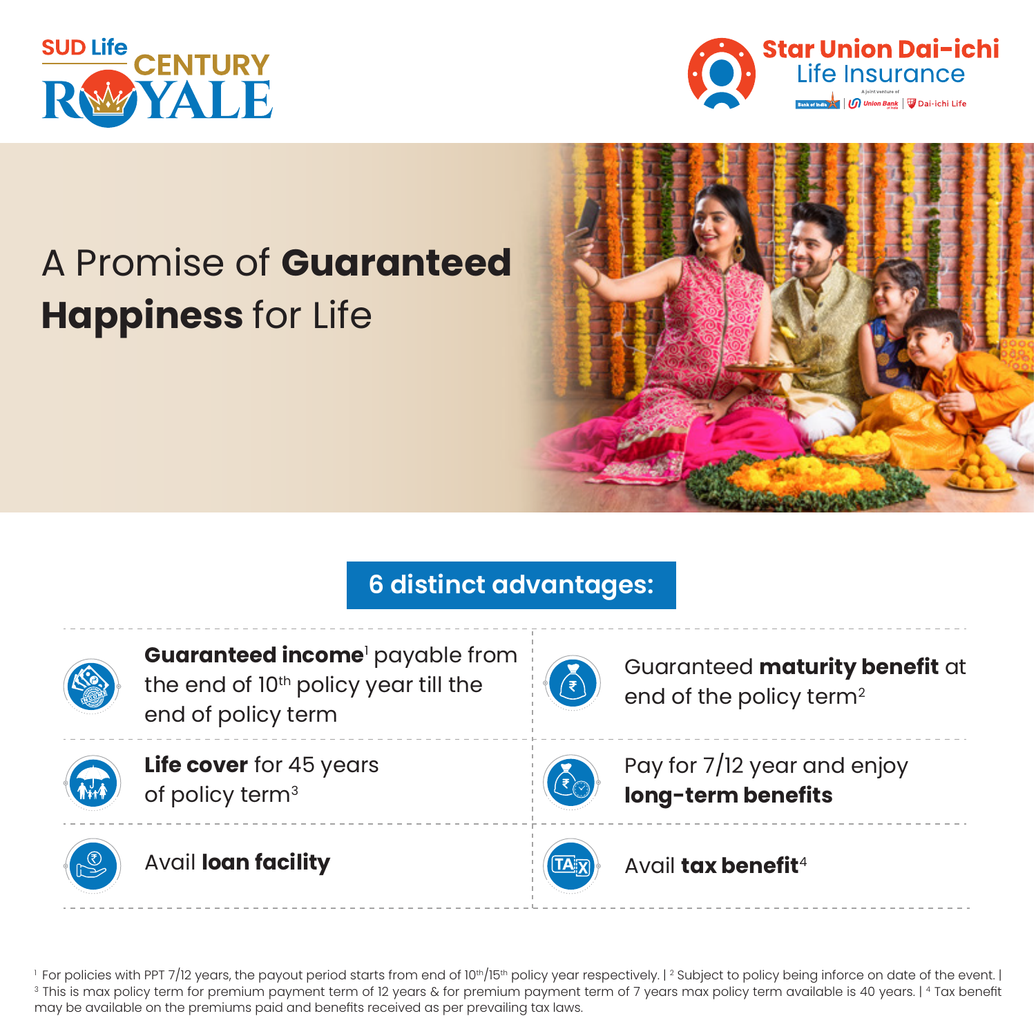SUD Life CENTURY ROYALE

Star Union Dai-ichi Life Insurance

A joint venture of Bank of India | Union Bank of India | Dai-ichi Life

# A Promise of **Guaranteed Happiness** for Life

## 6 distinct advantages:

- **Guaranteed income**[1] payable from the end of 10th policy year till the end of policy term
- Guaranteed **maturity benefit** at end of the policy term[2]
- **Life cover** for 45 years of policy term[3]
- Pay for 7/12 year and enjoy **long-term benefits**
- Avail **loan facility**
- Avail **tax benefit**[4]

[1] For policies with PPT 7/12 years, the payout period starts from end of 10th/15th policy year respectively. | [2] Subject to policy being inforce on date of the event. | [3] This is max policy term for premium payment term of 12 years & for premium payment term of 7 years max policy term available is 40 years. | [4] Tax benefit may be available on the premiums paid and benefits received as per prevailing tax laws.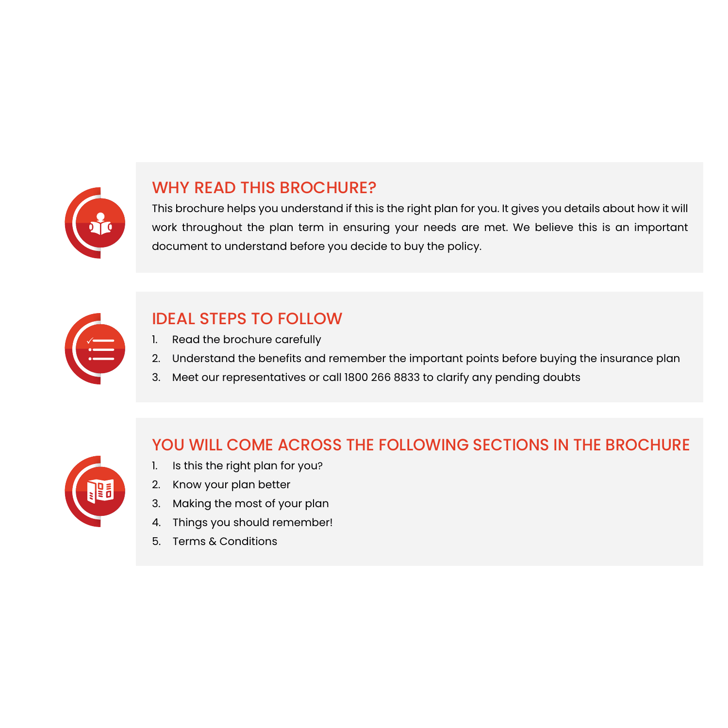## WHY READ THIS BROCHURE?

This brochure helps you understand if this is the right plan for you. It gives you details about how it will work throughout the plan term in ensuring your needs are met. We believe this is an important document to understand before you decide to buy the policy.

## IDEAL STEPS TO FOLLOW

1. Read the brochure carefully
2. Understand the benefits and remember the important points before buying the insurance plan
3. Meet our representatives or call 1800 266 8833 to clarify any pending doubts

## YOU WILL COME ACROSS THE FOLLOWING SECTIONS IN THE BROCHURE

1. Is this the right plan for you?
2. Know your plan better
3. Making the most of your plan
4. Things you should remember!
5. Terms & Conditions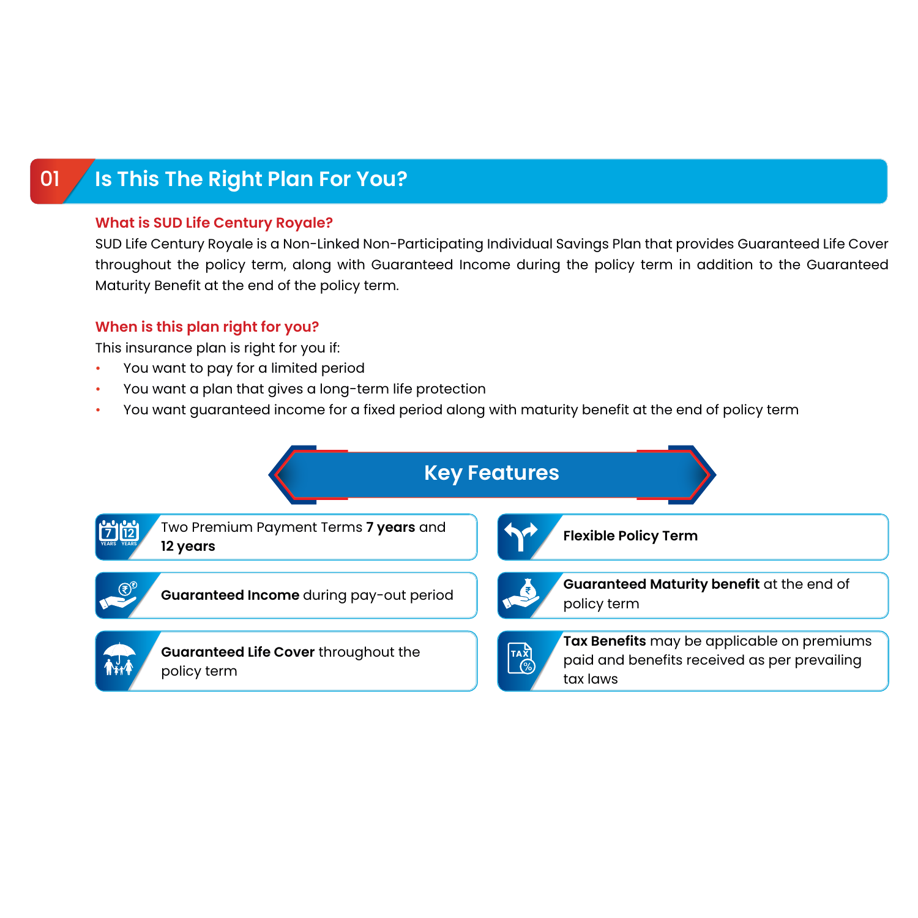## 01 Is This The Right Plan For You?

### What is SUD Life Century Royale?

SUD Life Century Royale is a Non-Linked Non-Participating Individual Savings Plan that provides Guaranteed Life Cover throughout the policy term, along with Guaranteed Income during the policy term in addition to the Guaranteed Maturity Benefit at the end of the policy term.

### When is this plan right for you?

This insurance plan is right for you if:

- You want to pay for a limited period
- You want a plan that gives a long-term life protection
- You want guaranteed income for a fixed period along with maturity benefit at the end of policy term

## Key Features

- Two Premium Payment Terms **7 years** and **12 years**
- **Flexible Policy Term**
- **Guaranteed Income** during pay-out period
- **Guaranteed Maturity benefit** at the end of policy term
- **Guaranteed Life Cover** throughout the policy term
- **Tax Benefits** may be applicable on premiums paid and benefits received as per prevailing tax laws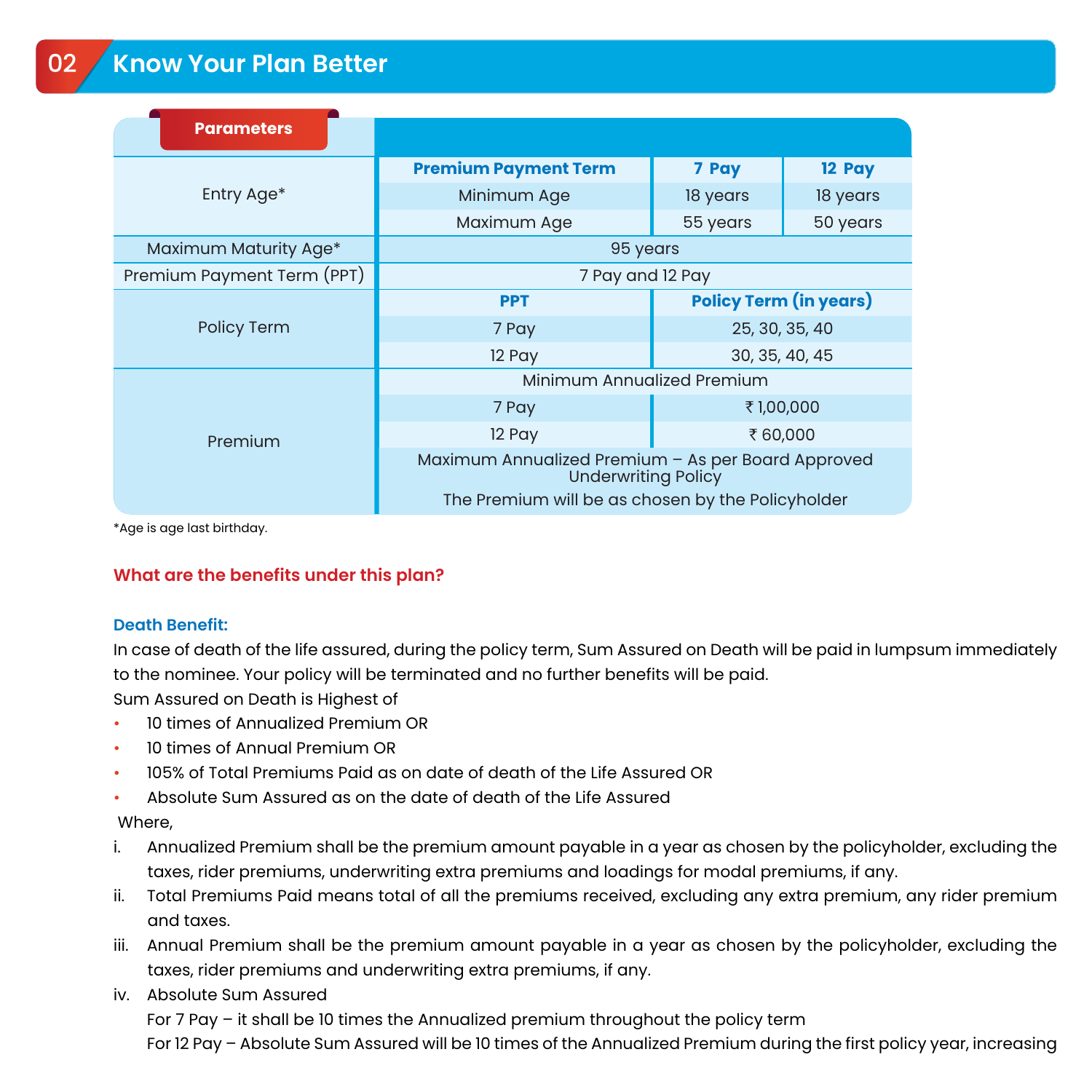## 02 Know Your Plan Better

| Parameters | | | |
|---|---|---|---|
| Entry Age* | Premium Payment Term | 7 Pay | 12 Pay |
| | Minimum Age | 18 years | 18 years |
| | Maximum Age | 55 years | 50 years |
| Maximum Maturity Age* | 95 years | | |
| Premium Payment Term (PPT) | 7 Pay and 12 Pay | | |
| Policy Term | PPT | Policy Term (in years) | |
| | 7 Pay | 25, 30, 35, 40 | |
| | 12 Pay | 30, 35, 40, 45 | |
| Premium | Minimum Annualized Premium | | |
| | 7 Pay | ₹ 1,00,000 | |
| | 12 Pay | ₹ 60,000 | |
| | Maximum Annualized Premium – As per Board Approved Underwriting Policy | | |
| | The Premium will be as chosen by the Policyholder | | |

*Age is age last birthday.

### What are the benefits under this plan?

**Death Benefit:**

In case of death of the life assured, during the policy term, Sum Assured on Death will be paid in lumpsum immediately to the nominee. Your policy will be terminated and no further benefits will be paid.

Sum Assured on Death is Highest of

- 10 times of Annualized Premium OR
- 10 times of Annual Premium OR
- 105% of Total Premiums Paid as on date of death of the Life Assured OR
- Absolute Sum Assured as on the date of death of the Life Assured

Where,

i. Annualized Premium shall be the premium amount payable in a year as chosen by the policyholder, excluding the taxes, rider premiums, underwriting extra premiums and loadings for modal premiums, if any.

ii. Total Premiums Paid means total of all the premiums received, excluding any extra premium, any rider premium and taxes.

iii. Annual Premium shall be the premium amount payable in a year as chosen by the policyholder, excluding the taxes, rider premiums and underwriting extra premiums, if any.

iv. Absolute Sum Assured

For 7 Pay – it shall be 10 times the Annualized premium throughout the policy term

For 12 Pay – Absolute Sum Assured will be 10 times of the Annualized Premium during the first policy year, increasing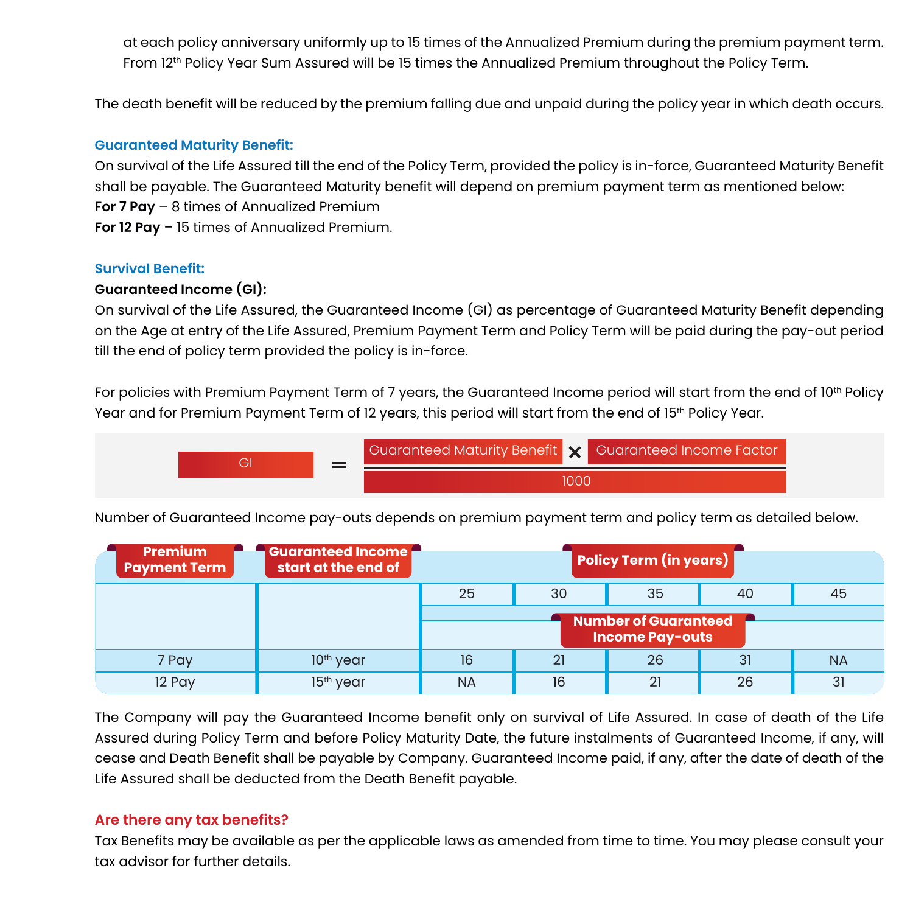at each policy anniversary uniformly up to 15 times of the Annualized Premium during the premium payment term. From 12th Policy Year Sum Assured will be 15 times the Annualized Premium throughout the Policy Term.

The death benefit will be reduced by the premium falling due and unpaid during the policy year in which death occurs.

### Guaranteed Maturity Benefit:

On survival of the Life Assured till the end of the Policy Term, provided the policy is in-force, Guaranteed Maturity Benefit shall be payable. The Guaranteed Maturity benefit will depend on premium payment term as mentioned below:

**For 7 Pay** – 8 times of Annualized Premium

**For 12 Pay** – 15 times of Annualized Premium.

### Survival Benefit:

**Guaranteed Income (GI):**

On survival of the Life Assured, the Guaranteed Income (GI) as percentage of Guaranteed Maturity Benefit depending on the Age at entry of the Life Assured, Premium Payment Term and Policy Term will be paid during the pay-out period till the end of policy term provided the policy is in-force.

For policies with Premium Payment Term of 7 years, the Guaranteed Income period will start from the end of 10th Policy Year and for Premium Payment Term of 12 years, this period will start from the end of 15th Policy Year.

$$GI = \frac{\text{Guaranteed Maturity Benefit} \times \text{Guaranteed Income Factor}}{1000}$$

Number of Guaranteed Income pay-outs depends on premium payment term and policy term as detailed below.

| Premium Payment Term | Guaranteed Income start at the end of | Policy Term (in years) | | | | |
|---|---|---|---|---|---|---|
| | | 25 | 30 | 35 | 40 | 45 |
| | | Number of Guaranteed Income Pay-outs | | | | |
| 7 Pay | 10th year | 16 | 21 | 26 | 31 | NA |
| 12 Pay | 15th year | NA | 16 | 21 | 26 | 31 |

The Company will pay the Guaranteed Income benefit only on survival of Life Assured. In case of death of the Life Assured during Policy Term and before Policy Maturity Date, the future instalments of Guaranteed Income, if any, will cease and Death Benefit shall be payable by Company. Guaranteed Income paid, if any, after the date of death of the Life Assured shall be deducted from the Death Benefit payable.

## Are there any tax benefits?

Tax Benefits may be available as per the applicable laws as amended from time to time. You may please consult your tax advisor for further details.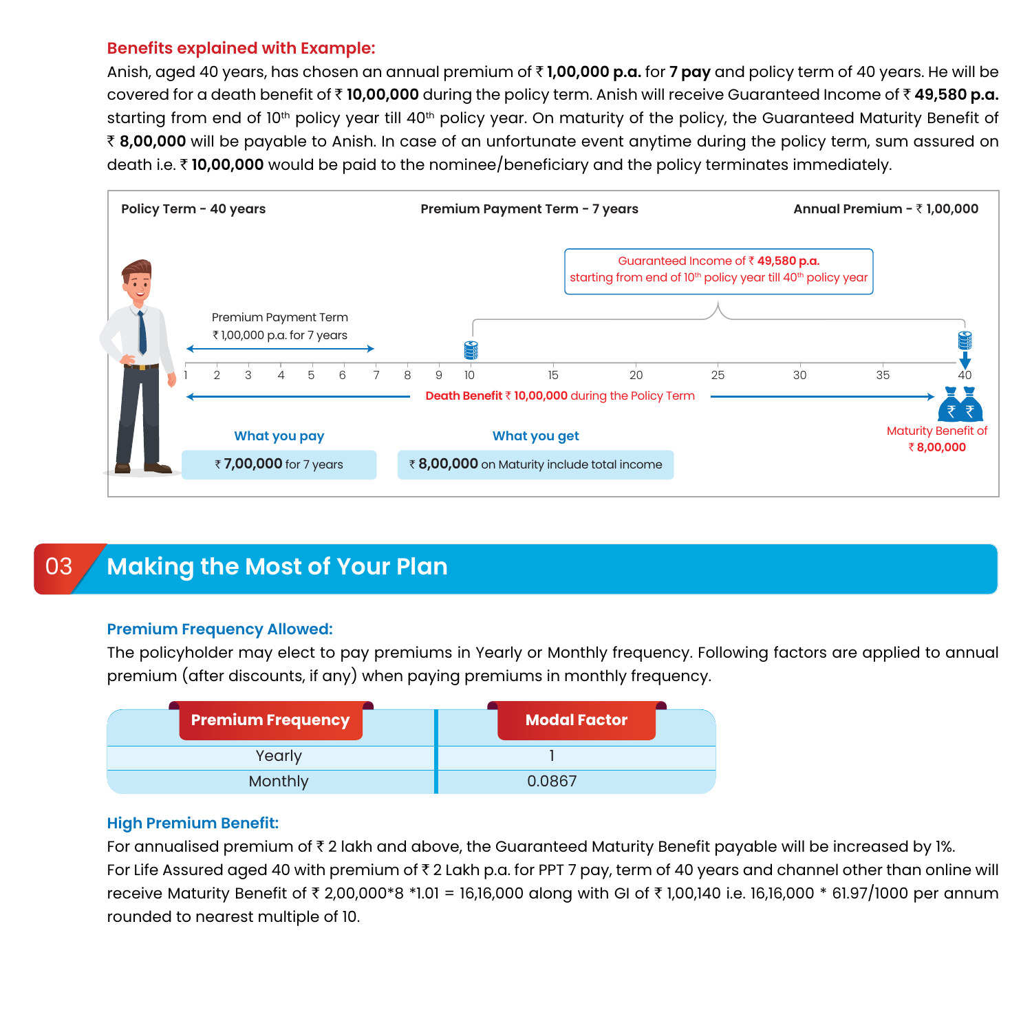**Benefits explained with Example:**

Anish, aged 40 years, has chosen an annual premium of ₹ **1,00,000 p.a.** for **7 pay** and policy term of 40 years. He will be covered for a death benefit of ₹ **10,00,000** during the policy term. Anish will receive Guaranteed Income of ₹ **49,580 p.a.** starting from end of 10th policy year till 40th policy year. On maturity of the policy, the Guaranteed Maturity Benefit of ₹ **8,00,000** will be payable to Anish. In case of an unfortunate event anytime during the policy term, sum assured on death i.e. ₹ **10,00,000** would be paid to the nominee/beneficiary and the policy terminates immediately.

**Policy Term - 40 years** | **Premium Payment Term - 7 years** | **Annual Premium - ₹ 1,00,000**

Guaranteed Income of ₹ **49,580 p.a.** starting from end of 10th policy year till 40th policy year

Premium Payment Term
₹ 1,00,000 p.a. for 7 years

1 2 3 4 5 6 7 8 9 10 15 20 25 30 35 40

**Death Benefit** ₹ **10,00,000** during the Policy Term

Maturity Benefit of ₹ **8,00,000**

| What you pay | What you get |
|---|---|
| ₹ **7,00,000** for 7 years | ₹ **8,00,000** on Maturity include total income |

## 03 Making the Most of Your Plan

### Premium Frequency Allowed:

The policyholder may elect to pay premiums in Yearly or Monthly frequency. Following factors are applied to annual premium (after discounts, if any) when paying premiums in monthly frequency.

| Premium Frequency | Modal Factor |
|---|---|
| Yearly | 1 |
| Monthly | 0.0867 |

### High Premium Benefit:

For annualised premium of ₹ 2 lakh and above, the Guaranteed Maturity Benefit payable will be increased by 1%.
For Life Assured aged 40 with premium of ₹ 2 Lakh p.a. for PPT 7 pay, term of 40 years and channel other than online will receive Maturity Benefit of ₹ 2,00,000*8 *1.01 = 16,16,000 along with GI of ₹ 1,00,140 i.e. 16,16,000 * 61.97/1000 per annum rounded to nearest multiple of 10.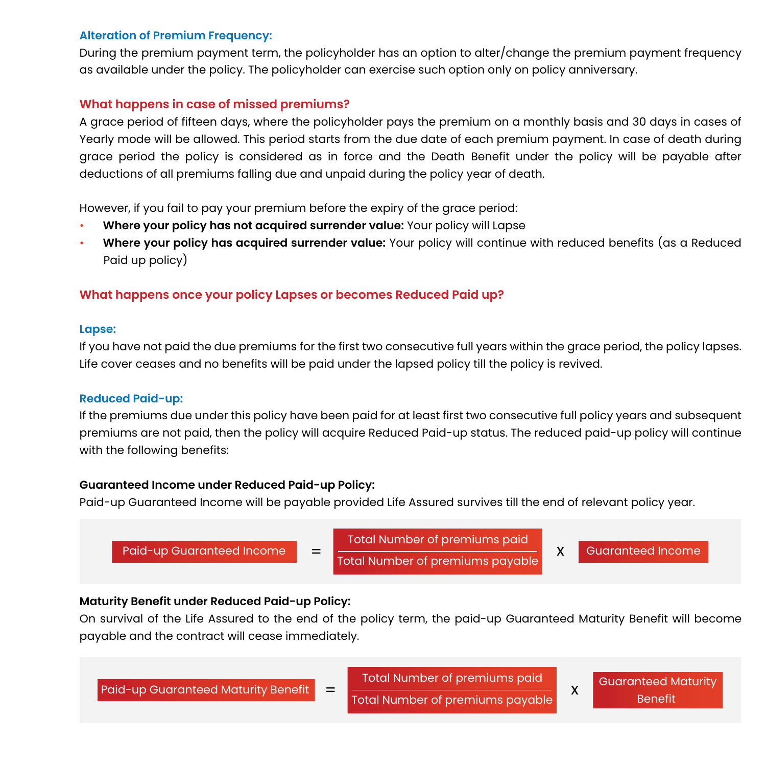### Alteration of Premium Frequency:

During the premium payment term, the policyholder has an option to alter/change the premium payment frequency as available under the policy. The policyholder can exercise such option only on policy anniversary.

### What happens in case of missed premiums?

A grace period of fifteen days, where the policyholder pays the premium on a monthly basis and 30 days in cases of Yearly mode will be allowed. This period starts from the due date of each premium payment. In case of death during grace period the policy is considered as in force and the Death Benefit under the policy will be payable after deductions of all premiums falling due and unpaid during the policy year of death.

However, if you fail to pay your premium before the expiry of the grace period:

- **Where your policy has not acquired surrender value:** Your policy will Lapse
- **Where your policy has acquired surrender value:** Your policy will continue with reduced benefits (as a Reduced Paid up policy)

### What happens once your policy Lapses or becomes Reduced Paid up?

#### Lapse:

If you have not paid the due premiums for the first two consecutive full years within the grace period, the policy lapses. Life cover ceases and no benefits will be paid under the lapsed policy till the policy is revived.

#### Reduced Paid-up:

If the premiums due under this policy have been paid for at least first two consecutive full policy years and subsequent premiums are not paid, then the policy will acquire Reduced Paid-up status. The reduced paid-up policy will continue with the following benefits:

**Guaranteed Income under Reduced Paid-up Policy:**

Paid-up Guaranteed Income will be payable provided Life Assured survives till the end of relevant policy year.

$$\text{Paid-up Guaranteed Income} = \frac{\text{Total Number of premiums paid}}{\text{Total Number of premiums payable}} \times \text{Guaranteed Income}$$

**Maturity Benefit under Reduced Paid-up Policy:**

On survival of the Life Assured to the end of the policy term, the paid-up Guaranteed Maturity Benefit will become payable and the contract will cease immediately.

$$\text{Paid-up Guaranteed Maturity Benefit} = \frac{\text{Total Number of premiums paid}}{\text{Total Number of premiums payable}} \times \text{Guaranteed Maturity Benefit}$$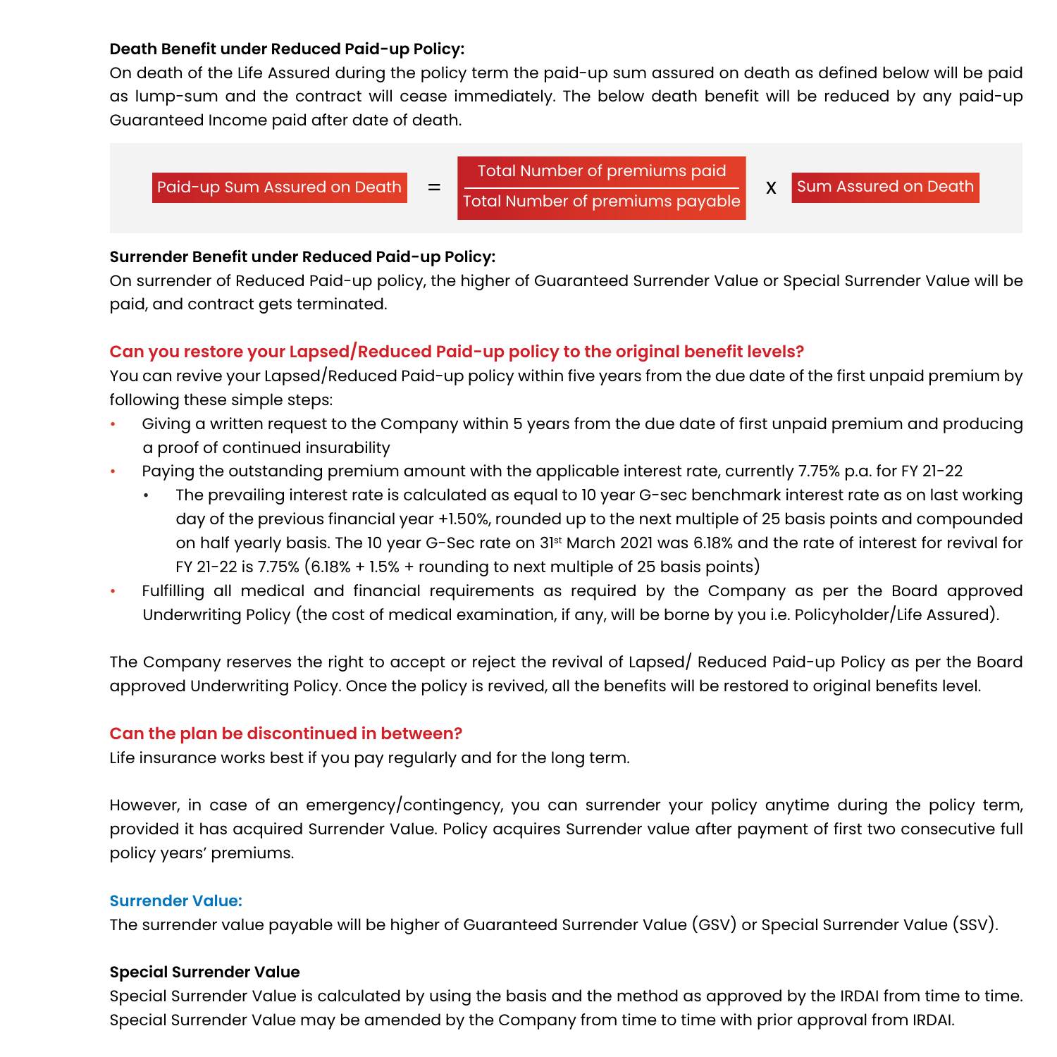**Death Benefit under Reduced Paid-up Policy:**

On death of the Life Assured during the policy term the paid-up sum assured on death as defined below will be paid as lump-sum and the contract will cease immediately. The below death benefit will be reduced by any paid-up Guaranteed Income paid after date of death.

$$\text{Paid-up Sum Assured on Death} = \frac{\text{Total Number of premiums paid}}{\text{Total Number of premiums payable}} \times \text{Sum Assured on Death}$$

**Surrender Benefit under Reduced Paid-up Policy:**

On surrender of Reduced Paid-up policy, the higher of Guaranteed Surrender Value or Special Surrender Value will be paid, and contract gets terminated.

## Can you restore your Lapsed/Reduced Paid-up policy to the original benefit levels?

You can revive your Lapsed/Reduced Paid-up policy within five years from the due date of the first unpaid premium by following these simple steps:

- Giving a written request to the Company within 5 years from the due date of first unpaid premium and producing a proof of continued insurability
- Paying the outstanding premium amount with the applicable interest rate, currently 7.75% p.a. for FY 21-22
  - The prevailing interest rate is calculated as equal to 10 year G-sec benchmark interest rate as on last working day of the previous financial year +1.50%, rounded up to the next multiple of 25 basis points and compounded on half yearly basis. The 10 year G-Sec rate on 31st March 2021 was 6.18% and the rate of interest for revival for FY 21-22 is 7.75% (6.18% + 1.5% + rounding to next multiple of 25 basis points)
- Fulfilling all medical and financial requirements as required by the Company as per the Board approved Underwriting Policy (the cost of medical examination, if any, will be borne by you i.e. Policyholder/Life Assured).

The Company reserves the right to accept or reject the revival of Lapsed/ Reduced Paid-up Policy as per the Board approved Underwriting Policy. Once the policy is revived, all the benefits will be restored to original benefits level.

## Can the plan be discontinued in between?

Life insurance works best if you pay regularly and for the long term.

However, in case of an emergency/contingency, you can surrender your policy anytime during the policy term, provided it has acquired Surrender Value. Policy acquires Surrender value after payment of first two consecutive full policy years' premiums.

### Surrender Value:

The surrender value payable will be higher of Guaranteed Surrender Value (GSV) or Special Surrender Value (SSV).

**Special Surrender Value**

Special Surrender Value is calculated by using the basis and the method as approved by the IRDAI from time to time. Special Surrender Value may be amended by the Company from time to time with prior approval from IRDAI.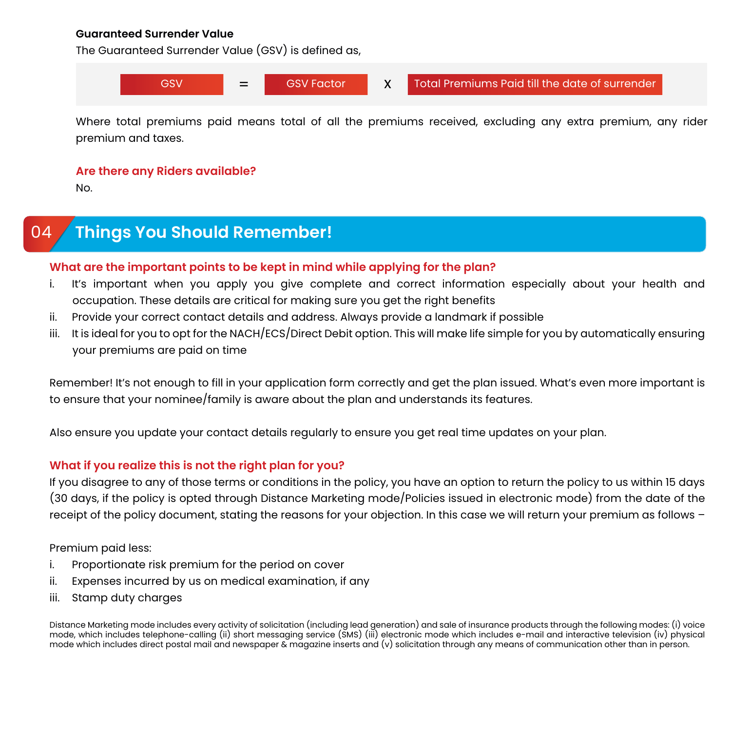**Guaranteed Surrender Value**

The Guaranteed Surrender Value (GSV) is defined as,

GSV = GSV Factor X Total Premiums Paid till the date of surrender

Where total premiums paid means total of all the premiums received, excluding any extra premium, any rider premium and taxes.

### Are there any Riders available?

No.

## 04 Things You Should Remember!

### What are the important points to be kept in mind while applying for the plan?

i. It's important when you apply you give complete and correct information especially about your health and occupation. These details are critical for making sure you get the right benefits
ii. Provide your correct contact details and address. Always provide a landmark if possible
iii. It is ideal for you to opt for the NACH/ECS/Direct Debit option. This will make life simple for you by automatically ensuring your premiums are paid on time

Remember! It's not enough to fill in your application form correctly and get the plan issued. What's even more important is to ensure that your nominee/family is aware about the plan and understands its features.

Also ensure you update your contact details regularly to ensure you get real time updates on your plan.

### What if you realize this is not the right plan for you?

If you disagree to any of those terms or conditions in the policy, you have an option to return the policy to us within 15 days (30 days, if the policy is opted through Distance Marketing mode/Policies issued in electronic mode) from the date of the receipt of the policy document, stating the reasons for your objection. In this case we will return your premium as follows –

Premium paid less:

i. Proportionate risk premium for the period on cover
ii. Expenses incurred by us on medical examination, if any
iii. Stamp duty charges

Distance Marketing mode includes every activity of solicitation (including lead generation) and sale of insurance products through the following modes: (i) voice mode, which includes telephone-calling (ii) short messaging service (SMS) (iii) electronic mode which includes e-mail and interactive television (iv) physical mode which includes direct postal mail and newspaper & magazine inserts and (v) solicitation through any means of communication other than in person.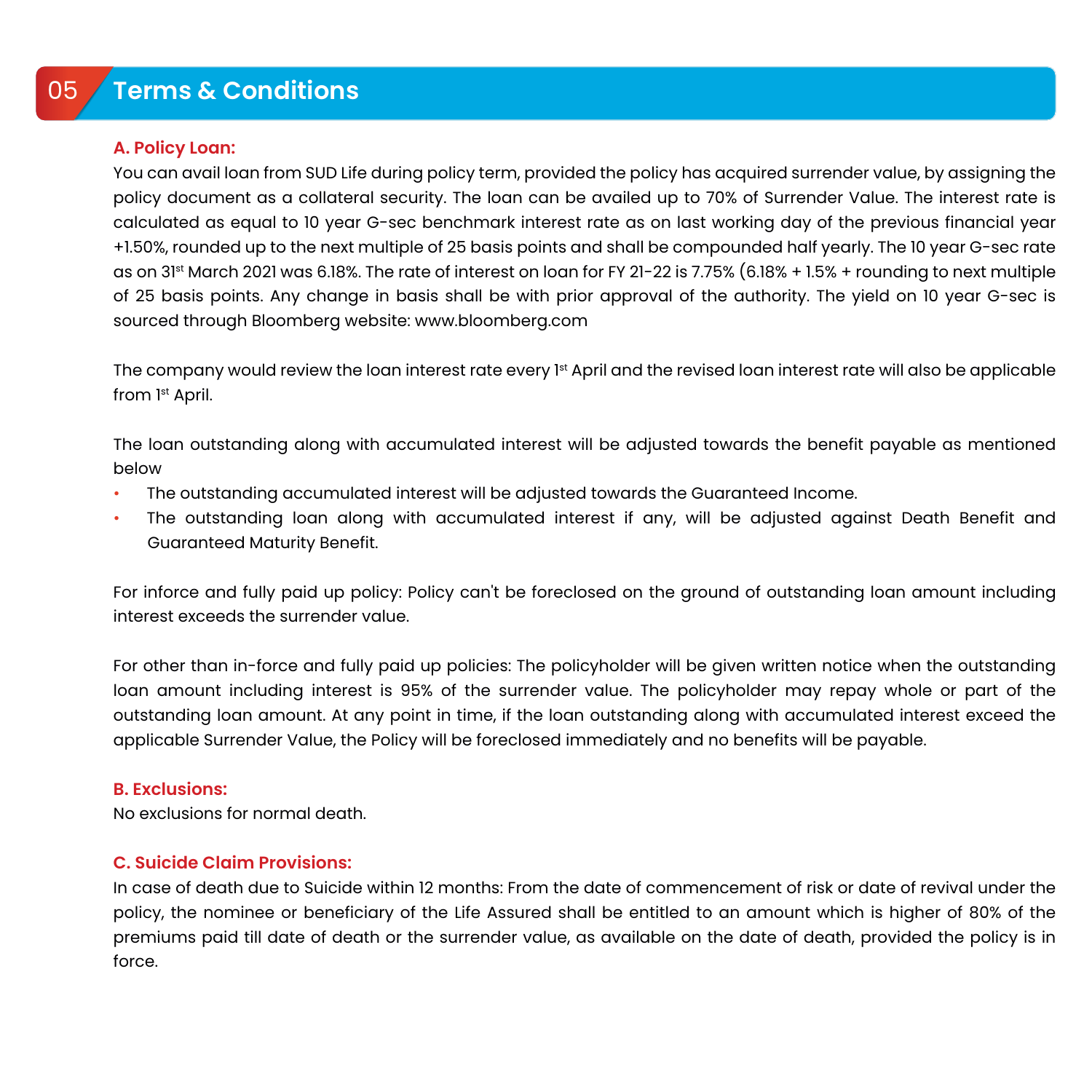## 05 Terms & Conditions

### A. Policy Loan:

You can avail loan from SUD Life during policy term, provided the policy has acquired surrender value, by assigning the policy document as a collateral security. The loan can be availed up to 70% of Surrender Value. The interest rate is calculated as equal to 10 year G-sec benchmark interest rate as on last working day of the previous financial year +1.50%, rounded up to the next multiple of 25 basis points and shall be compounded half yearly. The 10 year G-sec rate as on 31st March 2021 was 6.18%. The rate of interest on loan for FY 21-22 is 7.75% (6.18% + 1.5% + rounding to next multiple of 25 basis points. Any change in basis shall be with prior approval of the authority. The yield on 10 year G-sec is sourced through Bloomberg website: www.bloomberg.com

The company would review the loan interest rate every 1st April and the revised loan interest rate will also be applicable from 1st April.

The loan outstanding along with accumulated interest will be adjusted towards the benefit payable as mentioned below

- The outstanding accumulated interest will be adjusted towards the Guaranteed Income.
- The outstanding loan along with accumulated interest if any, will be adjusted against Death Benefit and Guaranteed Maturity Benefit.

For inforce and fully paid up policy: Policy can't be foreclosed on the ground of outstanding loan amount including interest exceeds the surrender value.

For other than in-force and fully paid up policies: The policyholder will be given written notice when the outstanding loan amount including interest is 95% of the surrender value. The policyholder may repay whole or part of the outstanding loan amount. At any point in time, if the loan outstanding along with accumulated interest exceed the applicable Surrender Value, the Policy will be foreclosed immediately and no benefits will be payable.

### B. Exclusions:

No exclusions for normal death.

### C. Suicide Claim Provisions:

In case of death due to Suicide within 12 months: From the date of commencement of risk or date of revival under the policy, the nominee or beneficiary of the Life Assured shall be entitled to an amount which is higher of 80% of the premiums paid till date of death or the surrender value, as available on the date of death, provided the policy is in force.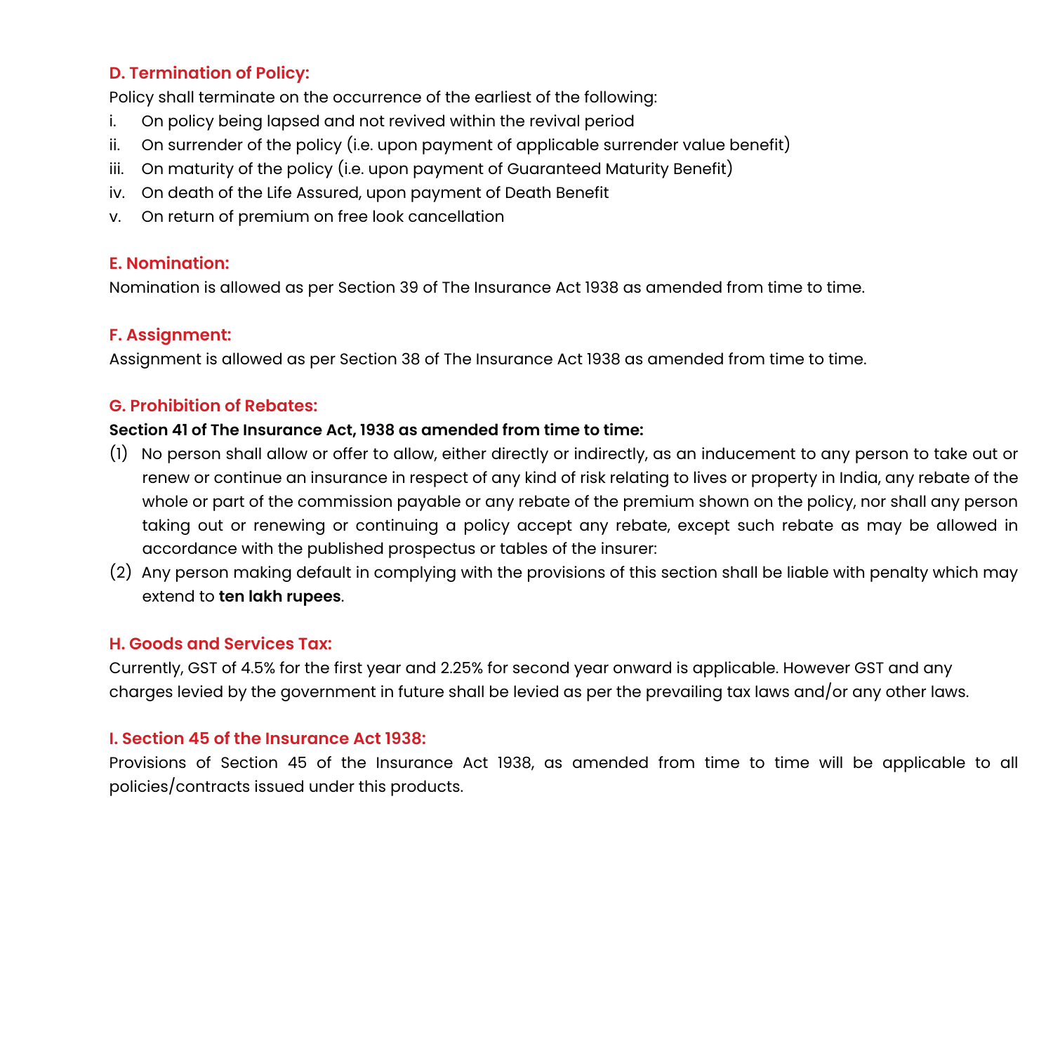### D. Termination of Policy:

Policy shall terminate on the occurrence of the earliest of the following:

i. On policy being lapsed and not revived within the revival period
ii. On surrender of the policy (i.e. upon payment of applicable surrender value benefit)
iii. On maturity of the policy (i.e. upon payment of Guaranteed Maturity Benefit)
iv. On death of the Life Assured, upon payment of Death Benefit
v. On return of premium on free look cancellation

### E. Nomination:

Nomination is allowed as per Section 39 of The Insurance Act 1938 as amended from time to time.

### F. Assignment:

Assignment is allowed as per Section 38 of The Insurance Act 1938 as amended from time to time.

### G. Prohibition of Rebates:

**Section 41 of The Insurance Act, 1938 as amended from time to time:**

(1) No person shall allow or offer to allow, either directly or indirectly, as an inducement to any person to take out or renew or continue an insurance in respect of any kind of risk relating to lives or property in India, any rebate of the whole or part of the commission payable or any rebate of the premium shown on the policy, nor shall any person taking out or renewing or continuing a policy accept any rebate, except such rebate as may be allowed in accordance with the published prospectus or tables of the insurer:

(2) Any person making default in complying with the provisions of this section shall be liable with penalty which may extend to **ten lakh rupees**.

### H. Goods and Services Tax:

Currently, GST of 4.5% for the first year and 2.25% for second year onward is applicable. However GST and any charges levied by the government in future shall be levied as per the prevailing tax laws and/or any other laws.

### I. Section 45 of the Insurance Act 1938:

Provisions of Section 45 of the Insurance Act 1938, as amended from time to time will be applicable to all policies/contracts issued under this products.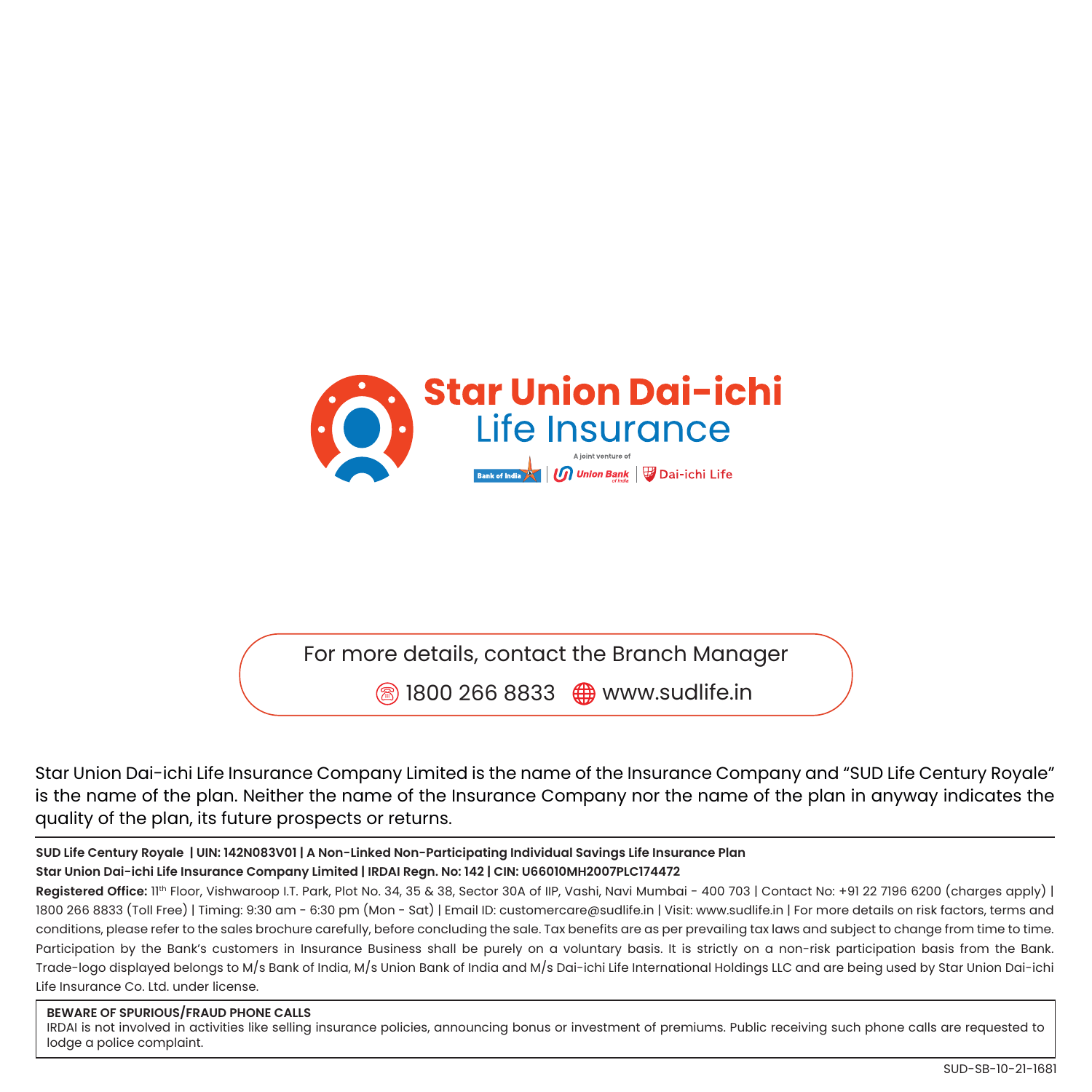Star Union Dai-ichi Life Insurance

A joint venture of Bank of India | Union Bank of India | Dai-ichi Life

For more details, contact the Branch Manager

1800 266 8833 www.sudlife.in

Star Union Dai-ichi Life Insurance Company Limited is the name of the Insurance Company and "SUD Life Century Royale" is the name of the plan. Neither the name of the Insurance Company nor the name of the plan in anyway indicates the quality of the plan, its future prospects or returns.

**SUD Life Century Royale | UIN: 142N083V01 | A Non-Linked Non-Participating Individual Savings Life Insurance Plan**

**Star Union Dai-ichi Life Insurance Company Limited | IRDAI Regn. No: 142 | CIN: U66010MH2007PLC174472**

**Registered Office:** 11th Floor, Vishwaroop I.T. Park, Plot No. 34, 35 & 38, Sector 30A of IIP, Vashi, Navi Mumbai - 400 703 | Contact No: +91 22 7196 6200 (charges apply) | 1800 266 8833 (Toll Free) | Timing: 9:30 am - 6:30 pm (Mon - Sat) | Email ID: customercare@sudlife.in | Visit: www.sudlife.in | For more details on risk factors, terms and conditions, please refer to the sales brochure carefully, before concluding the sale. Tax benefits are as per prevailing tax laws and subject to change from time to time. Participation by the Bank's customers in Insurance Business shall be purely on a voluntary basis. It is strictly on a non-risk participation basis from the Bank. Trade-logo displayed belongs to M/s Bank of India, M/s Union Bank of India and M/s Dai-ichi Life International Holdings LLC and are being used by Star Union Dai-ichi Life Insurance Co. Ltd. under license.

**BEWARE OF SPURIOUS/FRAUD PHONE CALLS**

IRDAI is not involved in activities like selling insurance policies, announcing bonus or investment of premiums. Public receiving such phone calls are requested to lodge a police complaint.

SUD-SB-10-21-1681